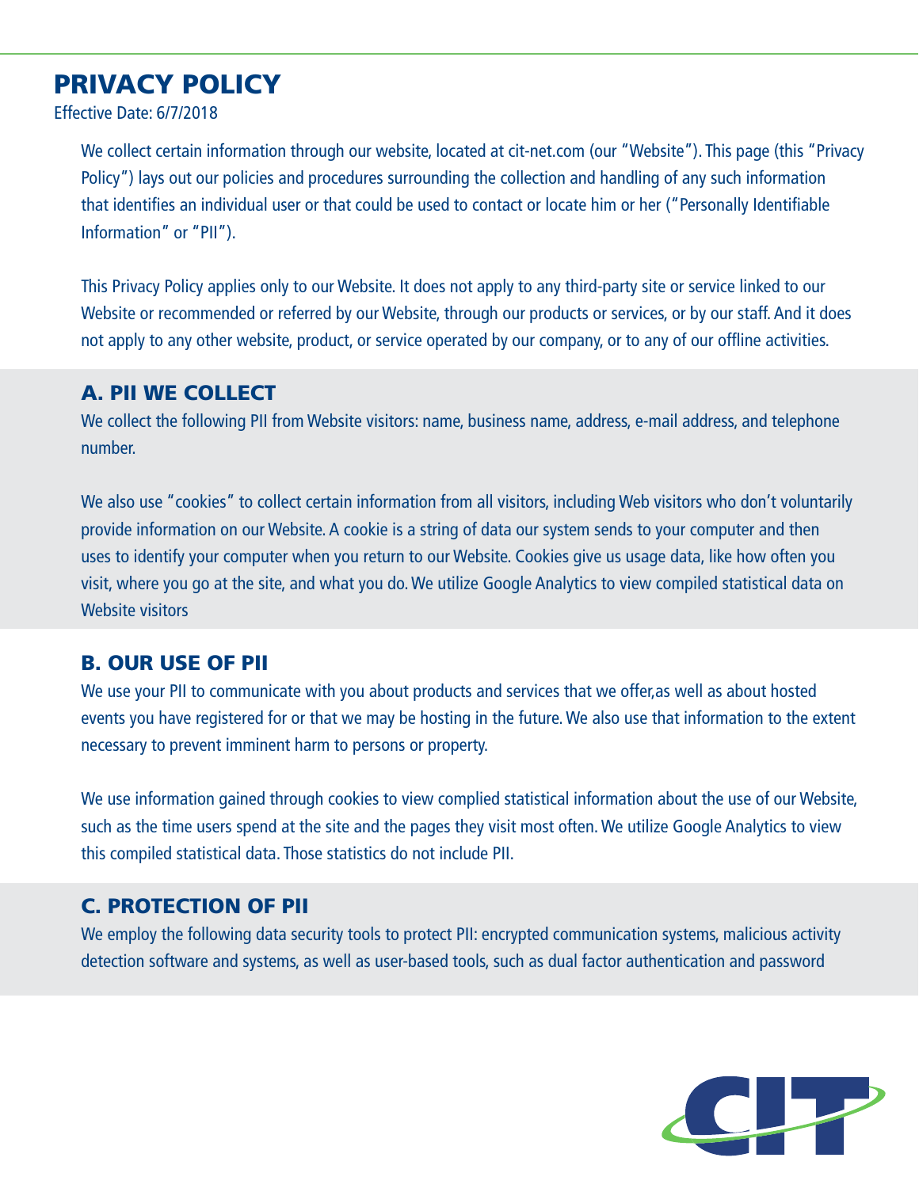# PRIVACY POLICY

Effective Date: 6/7/2018

We collect certain information through our website, located at cit-net.com (our "Website"). This page (this "Privacy Policy") lays out our policies and procedures surrounding the collection and handling of any such information that identifies an individual user or that could be used to contact or locate him or her ("Personally Identifiable Information" or "PII").

This Privacy Policy applies only to our Website. It does not apply to any third-party site or service linked to our Website or recommended or referred by our Website, through our products or services, or by our staff. And it does not apply to any other website, product, or service operated by our company, or to any of our offline activities.

## A. PII WE COLLECT

We collect the following PII from Website visitors: name, business name, address, e-mail address, and telephone number.

We also use "cookies" to collect certain information from all visitors, including Web visitors who don't voluntarily provide information on our Website. A cookie is a string of data our system sends to your computer and then uses to identify your computer when you return to our Website. Cookies give us usage data, like how often you visit, where you go at the site, and what you do. We utilize Google Analytics to view compiled statistical data on Website visitors

## B. OUR USE OF PII

We use your PII to communicate with you about products and services that we offer,as well as about hosted events you have registered for or that we may be hosting in the future. We also use that information to the extent necessary to prevent imminent harm to persons or property.

We use information gained through cookies to view complied statistical information about the use of our Website, such as the time users spend at the site and the pages they visit most often. We utilize Google Analytics to view this compiled statistical data. Those statistics do not include PII.

## C. PROTECTION OF PII

We employ the following data security tools to protect PII: encrypted communication systems, malicious activity detection software and systems, as well as user-based tools, such as dual factor authentication and password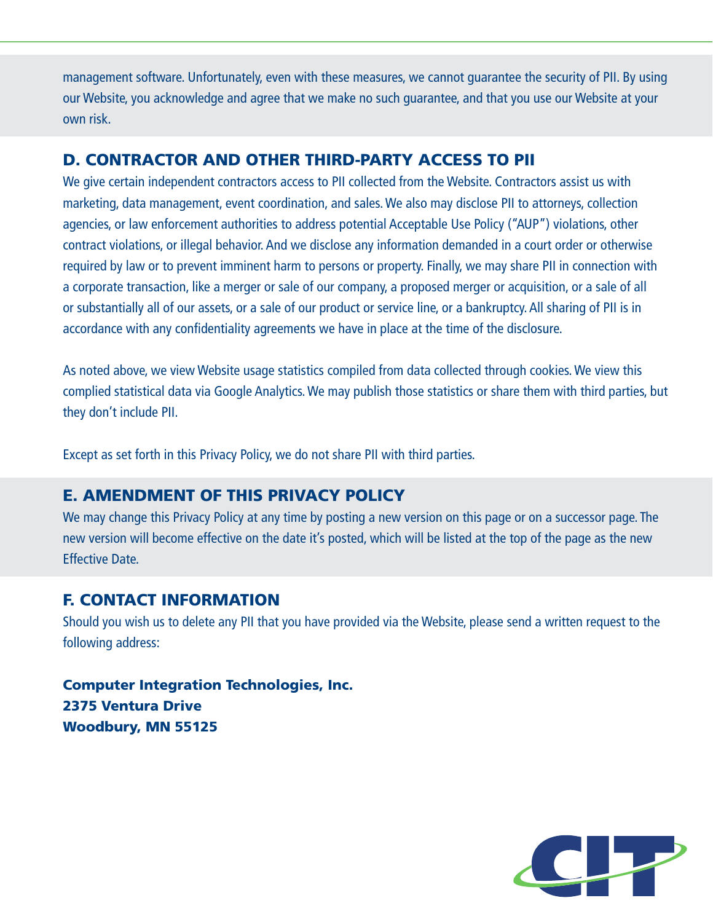management software. Unfortunately, even with these measures, we cannot guarantee the security of PII. By using our Website, you acknowledge and agree that we make no such guarantee, and that you use our Website at your own risk.

## D. CONTRACTOR AND OTHER THIRD-PARTY ACCESS TO PII

We give certain independent contractors access to PII collected from the Website. Contractors assist us with marketing, data management, event coordination, and sales. We also may disclose PII to attorneys, collection agencies, or law enforcement authorities to address potential Acceptable Use Policy ("AUP") violations, other contract violations, or illegal behavior. And we disclose any information demanded in a court order or otherwise required by law or to prevent imminent harm to persons or property. Finally, we may share PII in connection with a corporate transaction, like a merger or sale of our company, a proposed merger or acquisition, or a sale of all or substantially all of our assets, or a sale of our product or service line, or a bankruptcy. All sharing of PII is in accordance with any confidentiality agreements we have in place at the time of the disclosure.

As noted above, we view Website usage statistics compiled from data collected through cookies. We view this complied statistical data via Google Analytics. We may publish those statistics or share them with third parties, but they don't include PII.

Except as set forth in this Privacy Policy, we do not share PII with third parties.

## E. AMENDMENT OF THIS PRIVACY POLICY

We may change this Privacy Policy at any time by posting a new version on this page or on a successor page. The new version will become effective on the date it's posted, which will be listed at the top of the page as the new Effective Date.

## F. CONTACT INFORMATION

Should you wish us to delete any PII that you have provided via the Website, please send a written request to the following address:

**Computer Integration Technologies, Inc.**
**2375 Ventura Drive**
**Woodbury, MN 55125**